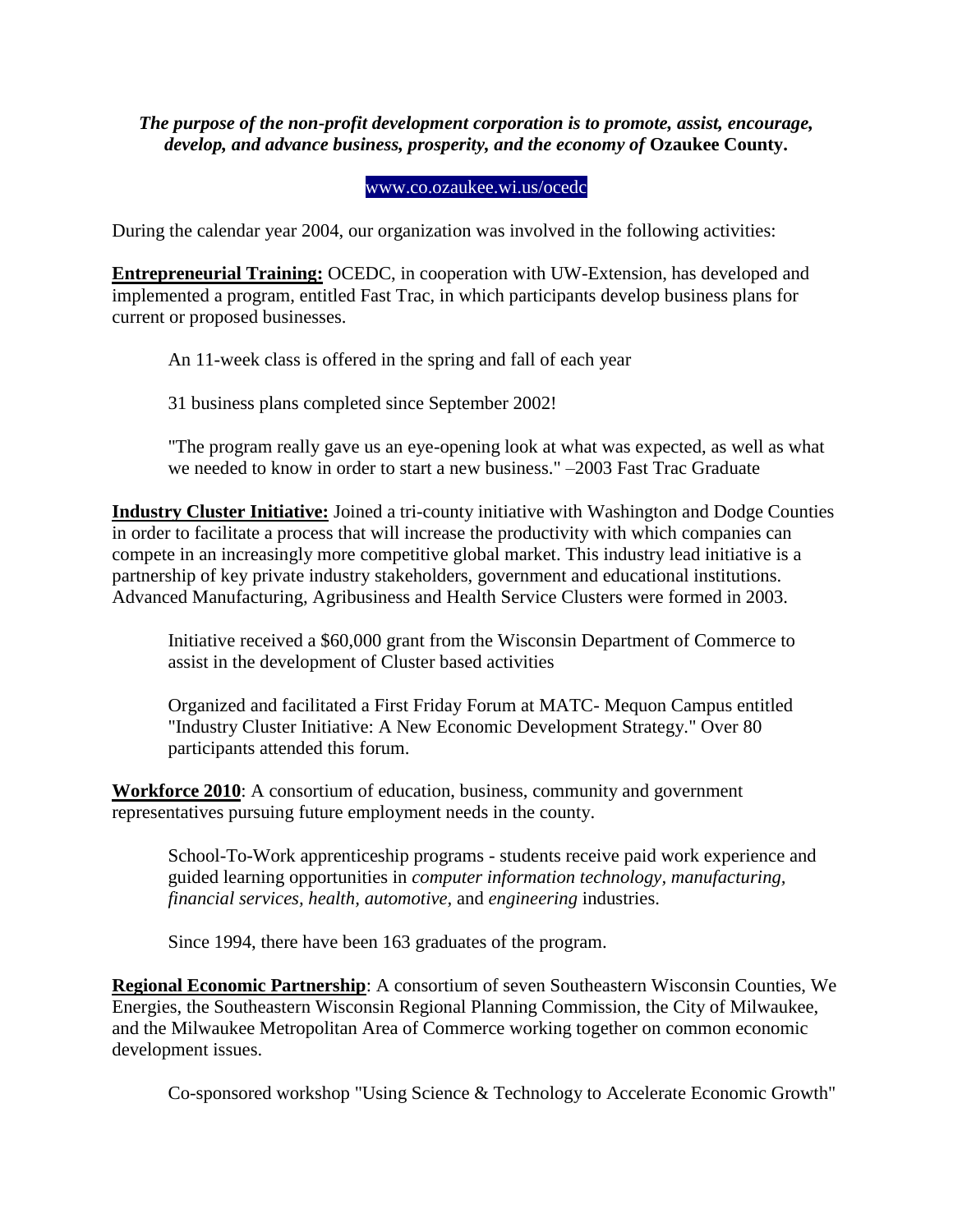***The purpose of the non-profit development corporation is to promote, assist, encourage, develop, and advance business, prosperity, and the economy of* Ozaukee County.**

www.co.ozaukee.wi.us/ocedc

During the calendar year 2004, our organization was involved in the following activities:

**Entrepreneurial Training:** OCEDC, in cooperation with UW-Extension, has developed and implemented a program, entitled Fast Trac, in which participants develop business plans for current or proposed businesses.

> An 11-week class is offered in the spring and fall of each year
>
> 31 business plans completed since September 2002!
>
> "The program really gave us an eye-opening look at what was expected, as well as what we needed to know in order to start a new business." –2003 Fast Trac Graduate

**Industry Cluster Initiative:** Joined a tri-county initiative with Washington and Dodge Counties in order to facilitate a process that will increase the productivity with which companies can compete in an increasingly more competitive global market. This industry lead initiative is a partnership of key private industry stakeholders, government and educational institutions. Advanced Manufacturing, Agribusiness and Health Service Clusters were formed in 2003.

> Initiative received a $60,000 grant from the Wisconsin Department of Commerce to assist in the development of Cluster based activities
>
> Organized and facilitated a First Friday Forum at MATC- Mequon Campus entitled "Industry Cluster Initiative: A New Economic Development Strategy." Over 80 participants attended this forum.

**Workforce 2010**: A consortium of education, business, community and government representatives pursuing future employment needs in the county.

> School-To-Work apprenticeship programs - students receive paid work experience and guided learning opportunities in *computer information technology, manufacturing, financial services, health, automotive,* and *engineering* industries.
>
> Since 1994, there have been 163 graduates of the program.

**Regional Economic Partnership**: A consortium of seven Southeastern Wisconsin Counties, We Energies, the Southeastern Wisconsin Regional Planning Commission, the City of Milwaukee, and the Milwaukee Metropolitan Area of Commerce working together on common economic development issues.

> Co-sponsored workshop "Using Science & Technology to Accelerate Economic Growth"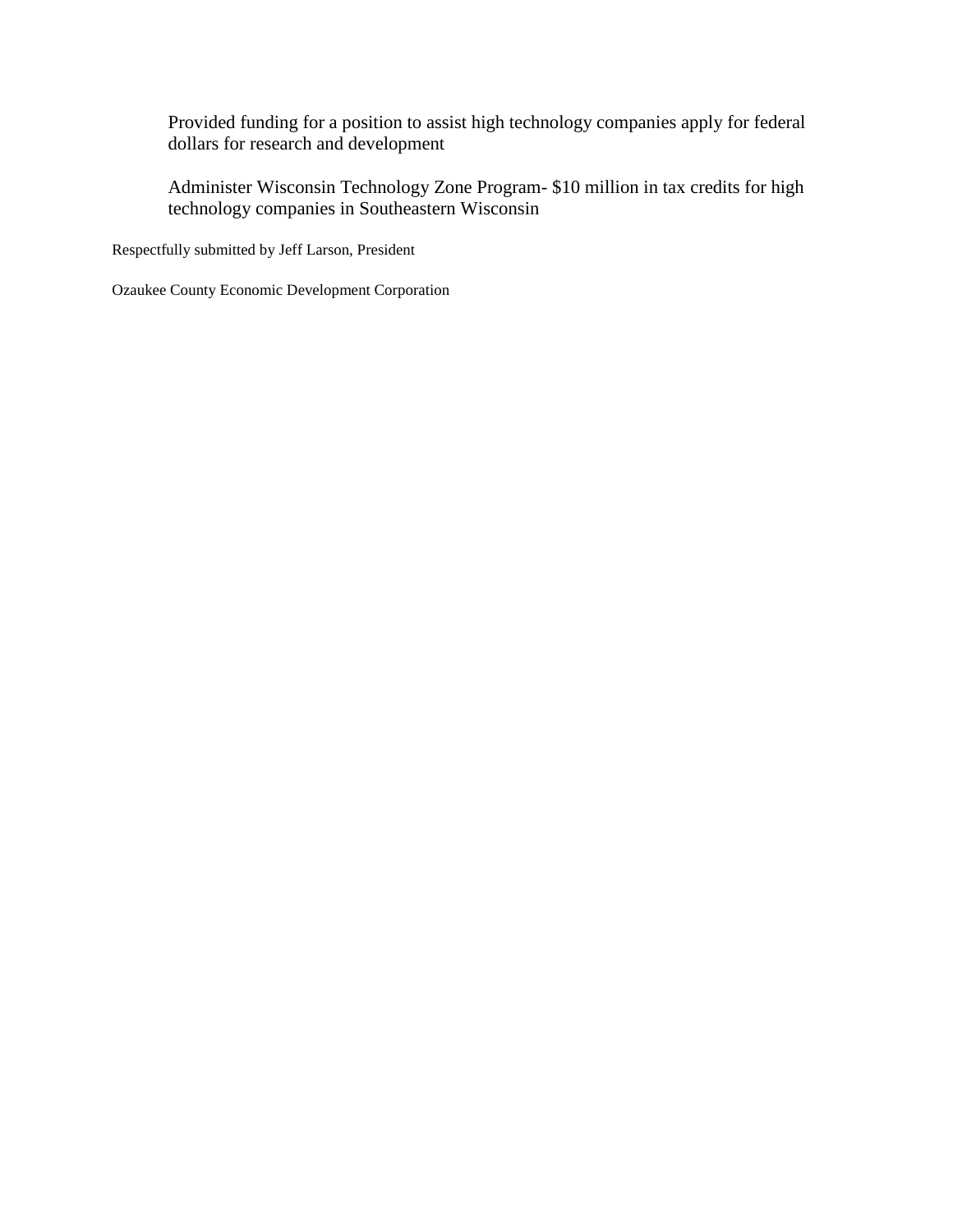Provided funding for a position to assist high technology companies apply for federal dollars for research and development

Administer Wisconsin Technology Zone Program- $10 million in tax credits for high technology companies in Southeastern Wisconsin

Respectfully submitted by Jeff Larson, President

Ozaukee County Economic Development Corporation